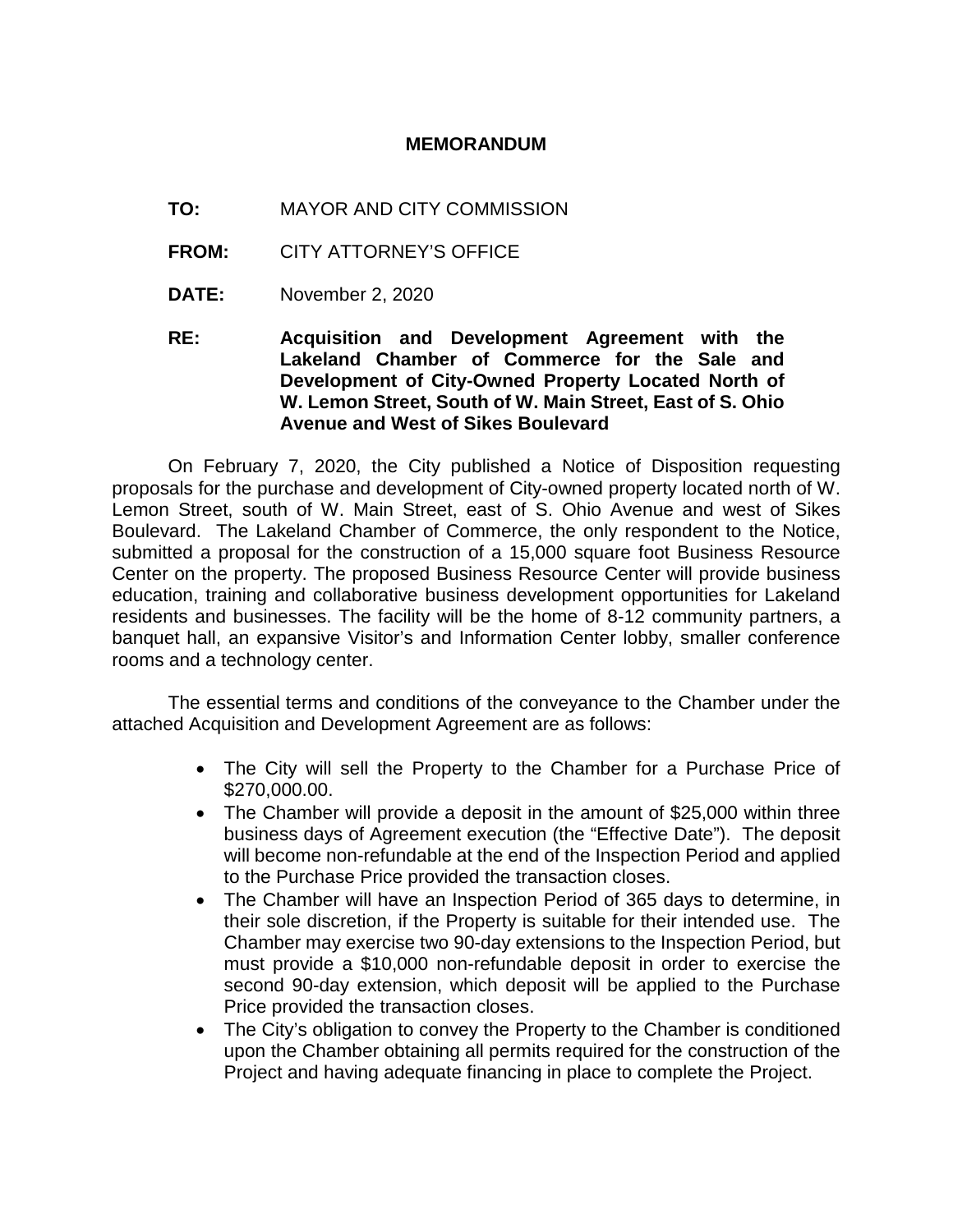# MEMORANDUM

**TO:** MAYOR AND CITY COMMISSION

**FROM:** CITY ATTORNEY'S OFFICE

**DATE:** November 2, 2020

**RE:** **Acquisition and Development Agreement with the Lakeland Chamber of Commerce for the Sale and Development of City-Owned Property Located North of W. Lemon Street, South of W. Main Street, East of S. Ohio Avenue and West of Sikes Boulevard**

On February 7, 2020, the City published a Notice of Disposition requesting proposals for the purchase and development of City-owned property located north of W. Lemon Street, south of W. Main Street, east of S. Ohio Avenue and west of Sikes Boulevard. The Lakeland Chamber of Commerce, the only respondent to the Notice, submitted a proposal for the construction of a 15,000 square foot Business Resource Center on the property. The proposed Business Resource Center will provide business education, training and collaborative business development opportunities for Lakeland residents and businesses. The facility will be the home of 8-12 community partners, a banquet hall, an expansive Visitor's and Information Center lobby, smaller conference rooms and a technology center.

The essential terms and conditions of the conveyance to the Chamber under the attached Acquisition and Development Agreement are as follows:

- The City will sell the Property to the Chamber for a Purchase Price of $270,000.00.
- The Chamber will provide a deposit in the amount of $25,000 within three business days of Agreement execution (the "Effective Date"). The deposit will become non-refundable at the end of the Inspection Period and applied to the Purchase Price provided the transaction closes.
- The Chamber will have an Inspection Period of 365 days to determine, in their sole discretion, if the Property is suitable for their intended use. The Chamber may exercise two 90-day extensions to the Inspection Period, but must provide a $10,000 non-refundable deposit in order to exercise the second 90-day extension, which deposit will be applied to the Purchase Price provided the transaction closes.
- The City's obligation to convey the Property to the Chamber is conditioned upon the Chamber obtaining all permits required for the construction of the Project and having adequate financing in place to complete the Project.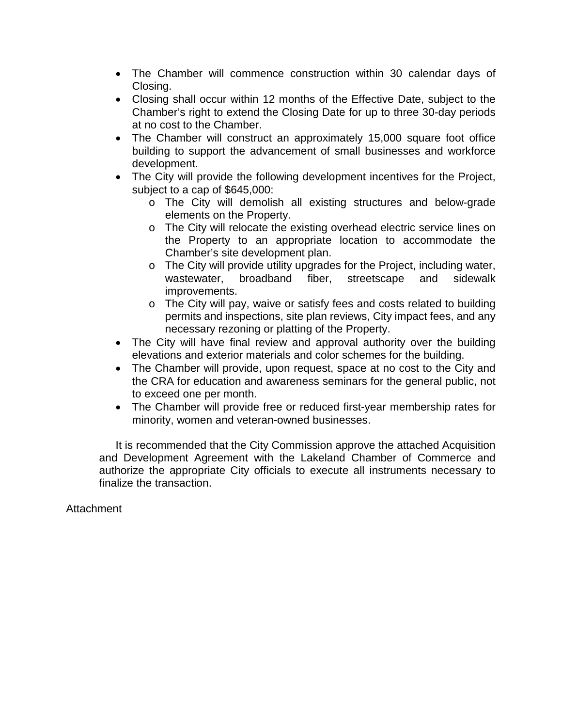- The Chamber will commence construction within 30 calendar days of Closing.
- Closing shall occur within 12 months of the Effective Date, subject to the Chamber's right to extend the Closing Date for up to three 30-day periods at no cost to the Chamber.
- The Chamber will construct an approximately 15,000 square foot office building to support the advancement of small businesses and workforce development.
- The City will provide the following development incentives for the Project, subject to a cap of $645,000:
  - The City will demolish all existing structures and below-grade elements on the Property.
  - The City will relocate the existing overhead electric service lines on the Property to an appropriate location to accommodate the Chamber's site development plan.
  - The City will provide utility upgrades for the Project, including water, wastewater, broadband fiber, streetscape and sidewalk improvements.
  - The City will pay, waive or satisfy fees and costs related to building permits and inspections, site plan reviews, City impact fees, and any necessary rezoning or platting of the Property.
- The City will have final review and approval authority over the building elevations and exterior materials and color schemes for the building.
- The Chamber will provide, upon request, space at no cost to the City and the CRA for education and awareness seminars for the general public, not to exceed one per month.
- The Chamber will provide free or reduced first-year membership rates for minority, women and veteran-owned businesses.

It is recommended that the City Commission approve the attached Acquisition and Development Agreement with the Lakeland Chamber of Commerce and authorize the appropriate City officials to execute all instruments necessary to finalize the transaction.

Attachment